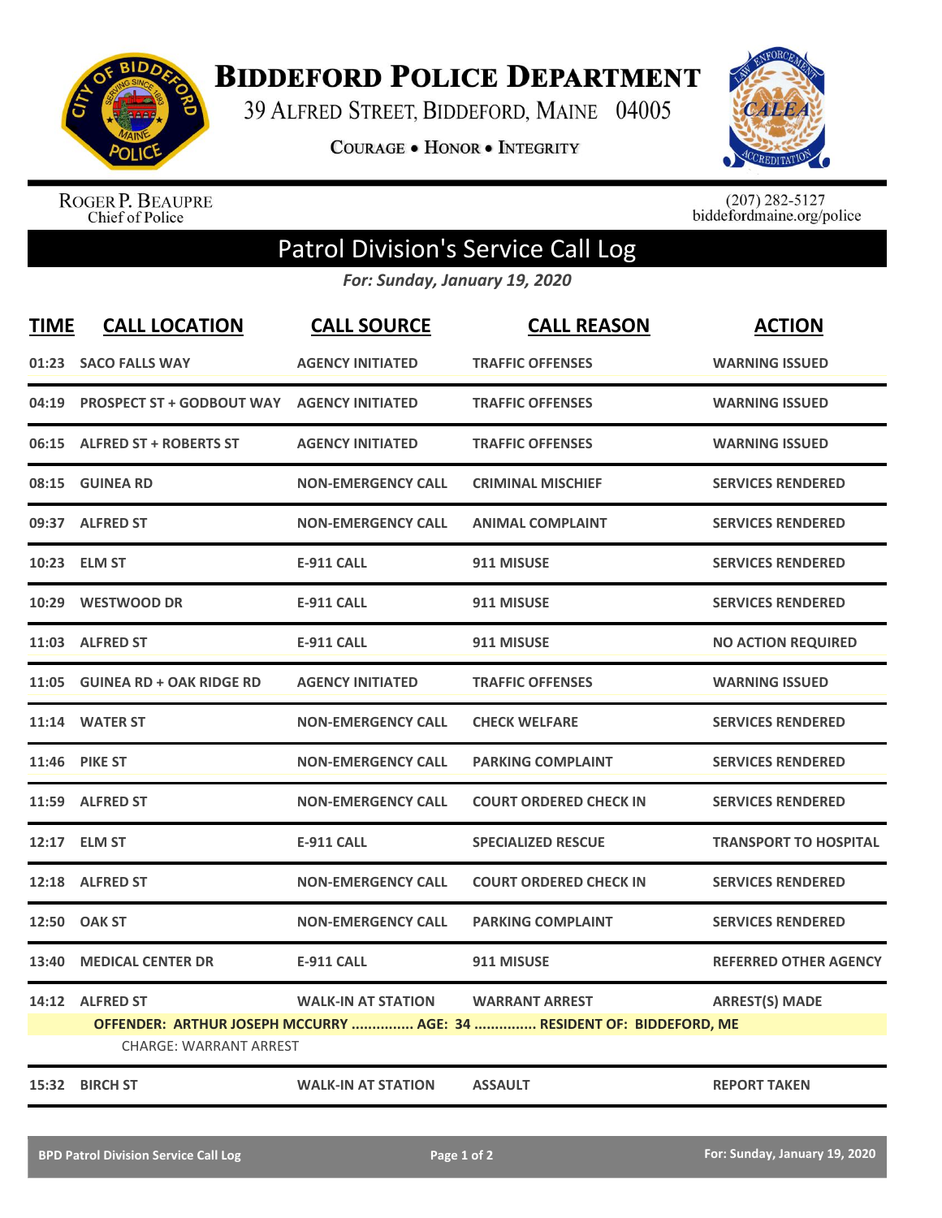# BIDDEFORD POLICE DEPARTMENT

39 ALFRED STREET, BIDDEFORD, MAINE 04005

COURAGE • HONOR • INTEGRITY

ROGER P. BEAUPRE
Chief of Police

(207) 282-5127
biddefordmaine.org/police

## Patrol Division's Service Call Log

*For: Sunday, January 19, 2020*

| TIME | CALL LOCATION | CALL SOURCE | CALL REASON | ACTION |
|---|---|---|---|---|
| 01:23 | SACO FALLS WAY | AGENCY INITIATED | TRAFFIC OFFENSES | WARNING ISSUED |
| 04:19 | PROSPECT ST + GODBOUT WAY | AGENCY INITIATED | TRAFFIC OFFENSES | WARNING ISSUED |
| 06:15 | ALFRED ST + ROBERTS ST | AGENCY INITIATED | TRAFFIC OFFENSES | WARNING ISSUED |
| 08:15 | GUINEA RD | NON-EMERGENCY CALL | CRIMINAL MISCHIEF | SERVICES RENDERED |
| 09:37 | ALFRED ST | NON-EMERGENCY CALL | ANIMAL COMPLAINT | SERVICES RENDERED |
| 10:23 | ELM ST | E-911 CALL | 911 MISUSE | SERVICES RENDERED |
| 10:29 | WESTWOOD DR | E-911 CALL | 911 MISUSE | SERVICES RENDERED |
| 11:03 | ALFRED ST | E-911 CALL | 911 MISUSE | NO ACTION REQUIRED |
| 11:05 | GUINEA RD + OAK RIDGE RD | AGENCY INITIATED | TRAFFIC OFFENSES | WARNING ISSUED |
| 11:14 | WATER ST | NON-EMERGENCY CALL | CHECK WELFARE | SERVICES RENDERED |
| 11:46 | PIKE ST | NON-EMERGENCY CALL | PARKING COMPLAINT | SERVICES RENDERED |
| 11:59 | ALFRED ST | NON-EMERGENCY CALL | COURT ORDERED CHECK IN | SERVICES RENDERED |
| 12:17 | ELM ST | E-911 CALL | SPECIALIZED RESCUE | TRANSPORT TO HOSPITAL |
| 12:18 | ALFRED ST | NON-EMERGENCY CALL | COURT ORDERED CHECK IN | SERVICES RENDERED |
| 12:50 | OAK ST | NON-EMERGENCY CALL | PARKING COMPLAINT | SERVICES RENDERED |
| 13:40 | MEDICAL CENTER DR | E-911 CALL | 911 MISUSE | REFERRED OTHER AGENCY |
| 14:12 | ALFRED ST | WALK-IN AT STATION | WARRANT ARREST | ARREST(S) MADE |
| | OFFENDER: ARTHUR JOSEPH MCCURRY ............... AGE: 34 ............... RESIDENT OF: BIDDEFORD, ME | | | |
| | CHARGE: WARRANT ARREST | | | |
| 15:32 | BIRCH ST | WALK-IN AT STATION | ASSAULT | REPORT TAKEN |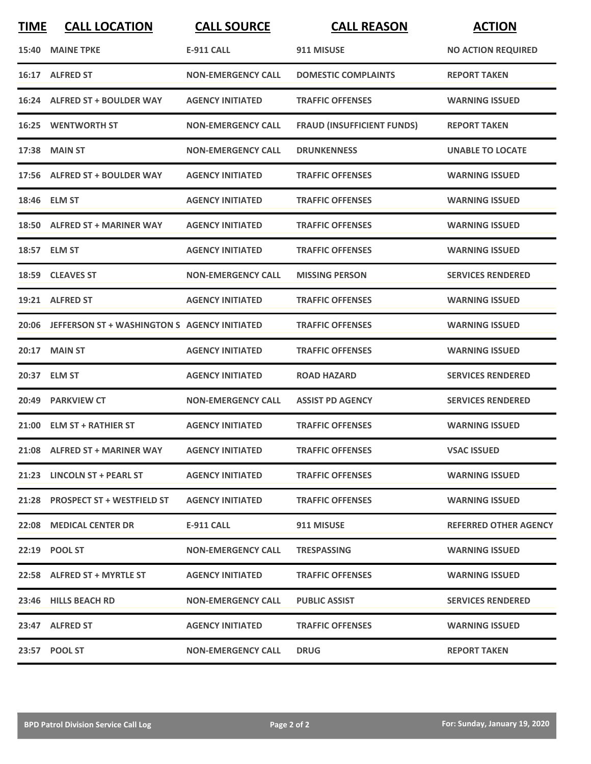| TIME | CALL LOCATION | CALL SOURCE | CALL REASON | ACTION |
|---|---|---|---|---|
| 15:40 | MAINE TPKE | E-911 CALL | 911 MISUSE | NO ACTION REQUIRED |
| 16:17 | ALFRED ST | NON-EMERGENCY CALL | DOMESTIC COMPLAINTS | REPORT TAKEN |
| 16:24 | ALFRED ST + BOULDER WAY | AGENCY INITIATED | TRAFFIC OFFENSES | WARNING ISSUED |
| 16:25 | WENTWORTH ST | NON-EMERGENCY CALL | FRAUD (INSUFFICIENT FUNDS) | REPORT TAKEN |
| 17:38 | MAIN ST | NON-EMERGENCY CALL | DRUNKENNESS | UNABLE TO LOCATE |
| 17:56 | ALFRED ST + BOULDER WAY | AGENCY INITIATED | TRAFFIC OFFENSES | WARNING ISSUED |
| 18:46 | ELM ST | AGENCY INITIATED | TRAFFIC OFFENSES | WARNING ISSUED |
| 18:50 | ALFRED ST + MARINER WAY | AGENCY INITIATED | TRAFFIC OFFENSES | WARNING ISSUED |
| 18:57 | ELM ST | AGENCY INITIATED | TRAFFIC OFFENSES | WARNING ISSUED |
| 18:59 | CLEAVES ST | NON-EMERGENCY CALL | MISSING PERSON | SERVICES RENDERED |
| 19:21 | ALFRED ST | AGENCY INITIATED | TRAFFIC OFFENSES | WARNING ISSUED |
| 20:06 | JEFFERSON ST + WASHINGTON S | AGENCY INITIATED | TRAFFIC OFFENSES | WARNING ISSUED |
| 20:17 | MAIN ST | AGENCY INITIATED | TRAFFIC OFFENSES | WARNING ISSUED |
| 20:37 | ELM ST | AGENCY INITIATED | ROAD HAZARD | SERVICES RENDERED |
| 20:49 | PARKVIEW CT | NON-EMERGENCY CALL | ASSIST PD AGENCY | SERVICES RENDERED |
| 21:00 | ELM ST + RATHIER ST | AGENCY INITIATED | TRAFFIC OFFENSES | WARNING ISSUED |
| 21:08 | ALFRED ST + MARINER WAY | AGENCY INITIATED | TRAFFIC OFFENSES | VSAC ISSUED |
| 21:23 | LINCOLN ST + PEARL ST | AGENCY INITIATED | TRAFFIC OFFENSES | WARNING ISSUED |
| 21:28 | PROSPECT ST + WESTFIELD ST | AGENCY INITIATED | TRAFFIC OFFENSES | WARNING ISSUED |
| 22:08 | MEDICAL CENTER DR | E-911 CALL | 911 MISUSE | REFERRED OTHER AGENCY |
| 22:19 | POOL ST | NON-EMERGENCY CALL | TRESPASSING | WARNING ISSUED |
| 22:58 | ALFRED ST + MYRTLE ST | AGENCY INITIATED | TRAFFIC OFFENSES | WARNING ISSUED |
| 23:46 | HILLS BEACH RD | NON-EMERGENCY CALL | PUBLIC ASSIST | SERVICES RENDERED |
| 23:47 | ALFRED ST | AGENCY INITIATED | TRAFFIC OFFENSES | WARNING ISSUED |
| 23:57 | POOL ST | NON-EMERGENCY CALL | DRUG | REPORT TAKEN |